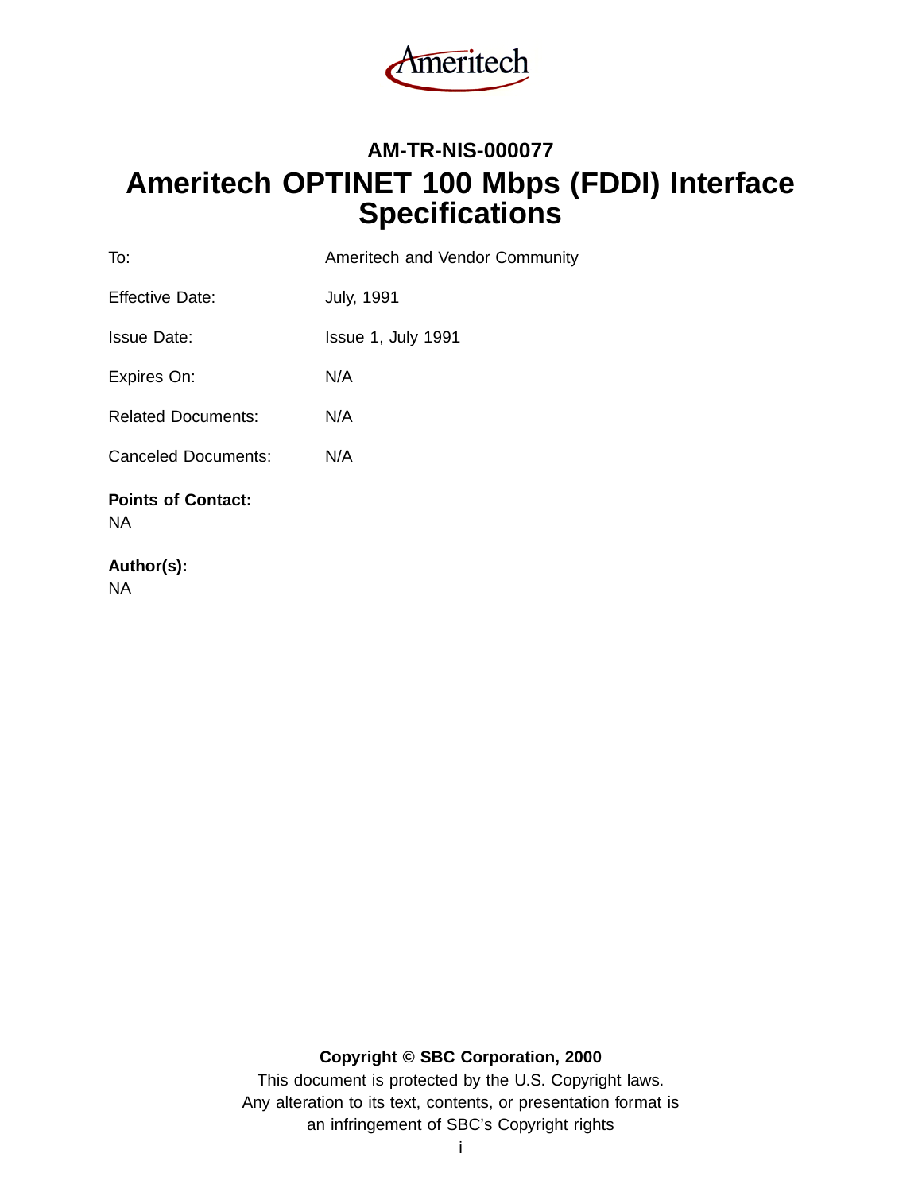Ameritech

## AM-TR-NIS-000077

# Ameritech OPTINET 100 Mbps (FDDI) Interface Specifications

| | |
|---|---|
| To: | Ameritech and Vendor Community |
| Effective Date: | July, 1991 |
| Issue Date: | Issue 1, July 1991 |
| Expires On: | N/A |
| Related Documents: | N/A |
| Canceled Documents: | N/A |

**Points of Contact:**
NA

**Author(s):**
NA

**Copyright © SBC Corporation, 2000**
This document is protected by the U.S. Copyright laws.
Any alteration to its text, contents, or presentation format is
an infringement of SBC's Copyright rights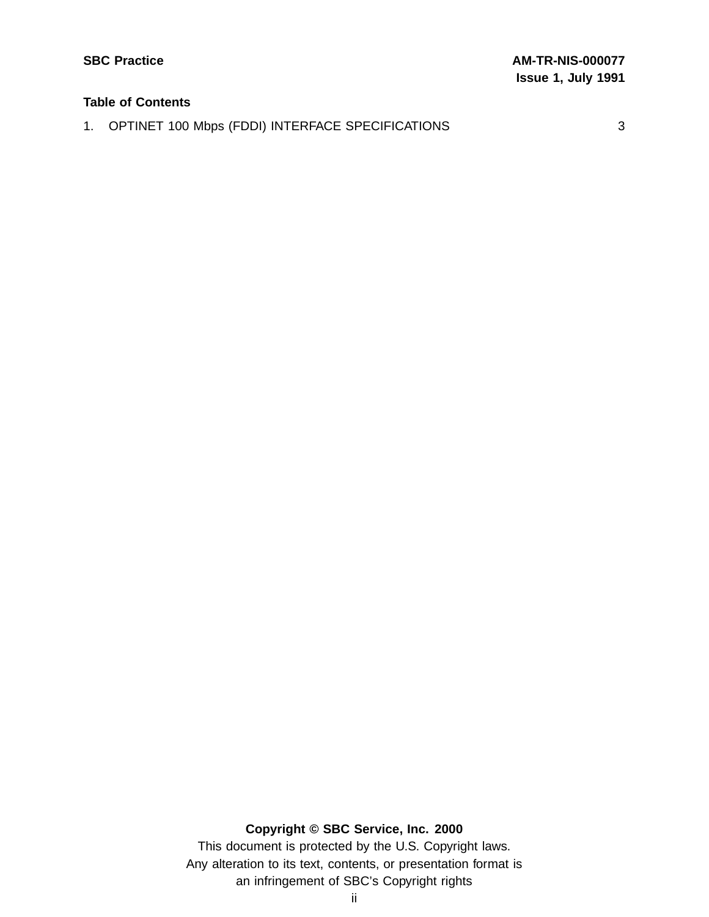**Table of Contents**

1. OPTINET 100 Mbps (FDDI) INTERFACE SPECIFICATIONS 3

**Copyright © SBC Service, Inc. 2000**

This document is protected by the U.S. Copyright laws.
Any alteration to its text, contents, or presentation format is
an infringement of SBC's Copyright rights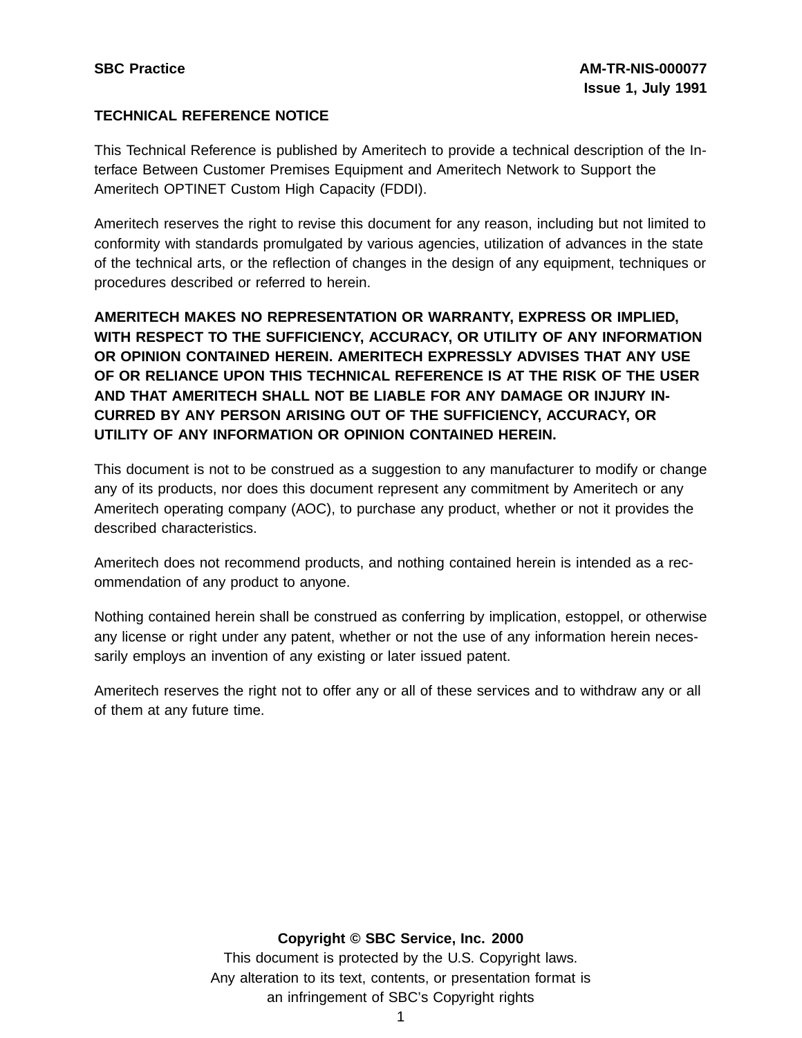## TECHNICAL REFERENCE NOTICE

This Technical Reference is published by Ameritech to provide a technical description of the Interface Between Customer Premises Equipment and Ameritech Network to Support the Ameritech OPTINET Custom High Capacity (FDDI).

Ameritech reserves the right to revise this document for any reason, including but not limited to conformity with standards promulgated by various agencies, utilization of advances in the state of the technical arts, or the reflection of changes in the design of any equipment, techniques or procedures described or referred to herein.

**AMERITECH MAKES NO REPRESENTATION OR WARRANTY, EXPRESS OR IMPLIED, WITH RESPECT TO THE SUFFICIENCY, ACCURACY, OR UTILITY OF ANY INFORMATION OR OPINION CONTAINED HEREIN. AMERITECH EXPRESSLY ADVISES THAT ANY USE OF OR RELIANCE UPON THIS TECHNICAL REFERENCE IS AT THE RISK OF THE USER AND THAT AMERITECH SHALL NOT BE LIABLE FOR ANY DAMAGE OR INJURY INCURRED BY ANY PERSON ARISING OUT OF THE SUFFICIENCY, ACCURACY, OR UTILITY OF ANY INFORMATION OR OPINION CONTAINED HEREIN.**

This document is not to be construed as a suggestion to any manufacturer to modify or change any of its products, nor does this document represent any commitment by Ameritech or any Ameritech operating company (AOC), to purchase any product, whether or not it provides the described characteristics.

Ameritech does not recommend products, and nothing contained herein is intended as a recommendation of any product to anyone.

Nothing contained herein shall be construed as conferring by implication, estoppel, or otherwise any license or right under any patent, whether or not the use of any information herein necessarily employs an invention of any existing or later issued patent.

Ameritech reserves the right not to offer any or all of these services and to withdraw any or all of them at any future time.

**Copyright © SBC Service, Inc. 2000**

This document is protected by the U.S. Copyright laws.
Any alteration to its text, contents, or presentation format is an infringement of SBC's Copyright rights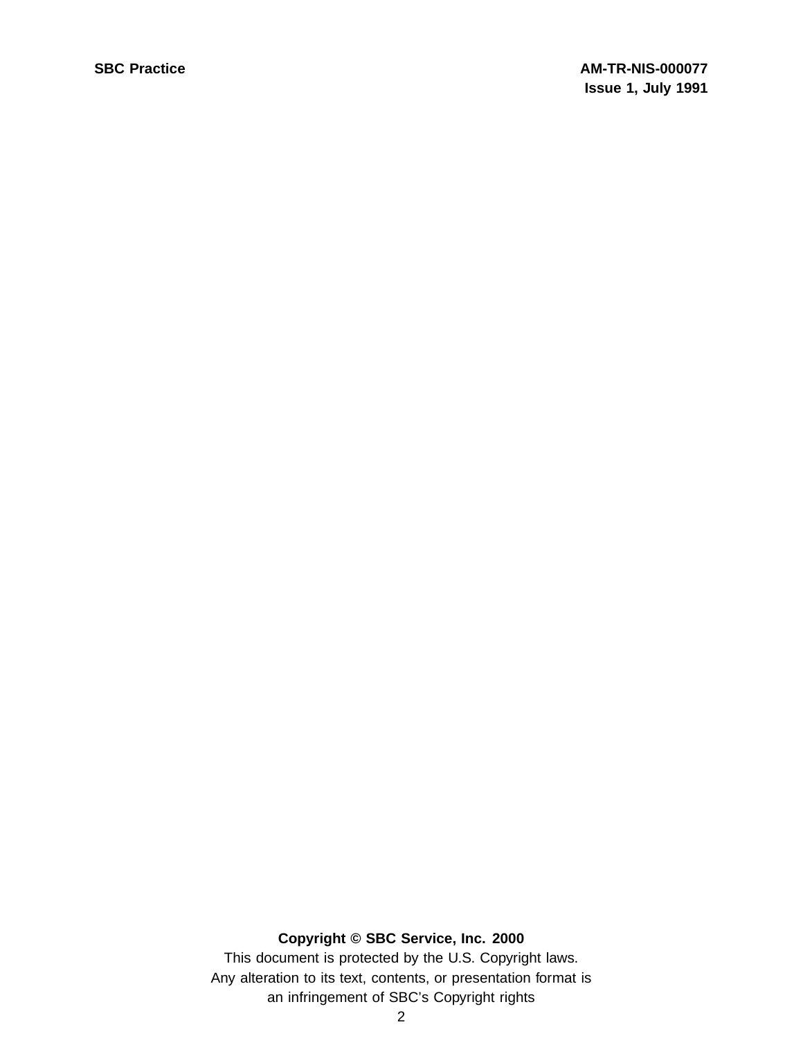**Copyright © SBC Service, Inc. 2000**

This document is protected by the U.S. Copyright laws.

Any alteration to its text, contents, or presentation format is an infringement of SBC's Copyright rights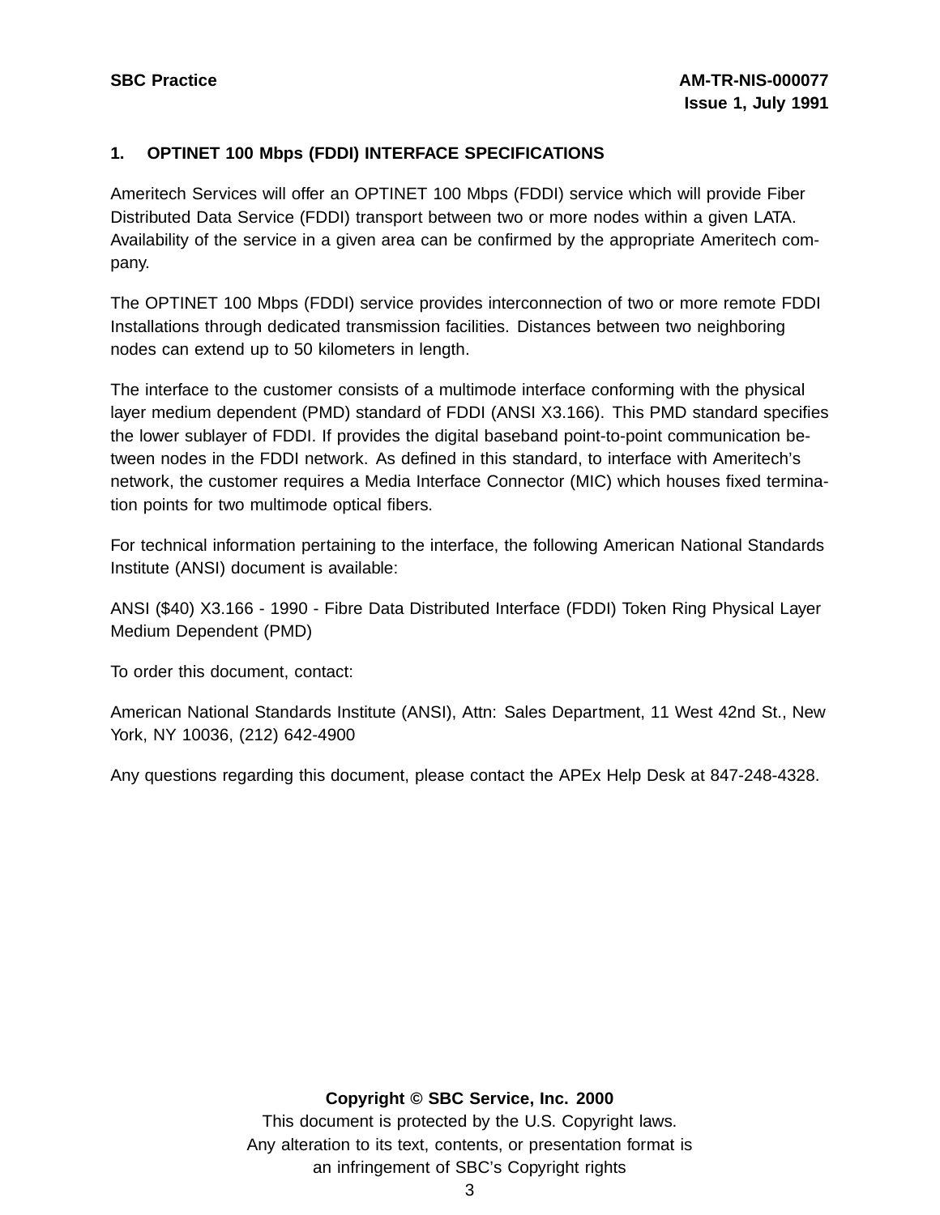## 1. OPTINET 100 Mbps (FDDI) INTERFACE SPECIFICATIONS

Ameritech Services will offer an OPTINET 100 Mbps (FDDI) service which will provide Fiber Distributed Data Service (FDDI) transport between two or more nodes within a given LATA. Availability of the service in a given area can be confirmed by the appropriate Ameritech company.

The OPTINET 100 Mbps (FDDI) service provides interconnection of two or more remote FDDI Installations through dedicated transmission facilities. Distances between two neighboring nodes can extend up to 50 kilometers in length.

The interface to the customer consists of a multimode interface conforming with the physical layer medium dependent (PMD) standard of FDDI (ANSI X3.166). This PMD standard specifies the lower sublayer of FDDI. If provides the digital baseband point-to-point communication between nodes in the FDDI network. As defined in this standard, to interface with Ameritech's network, the customer requires a Media Interface Connector (MIC) which houses fixed termination points for two multimode optical fibers.

For technical information pertaining to the interface, the following American National Standards Institute (ANSI) document is available:

ANSI ($40) X3.166 - 1990 - Fibre Data Distributed Interface (FDDI) Token Ring Physical Layer Medium Dependent (PMD)

To order this document, contact:

American National Standards Institute (ANSI), Attn: Sales Department, 11 West 42nd St., New York, NY 10036, (212) 642-4900

Any questions regarding this document, please contact the APEx Help Desk at 847-248-4328.